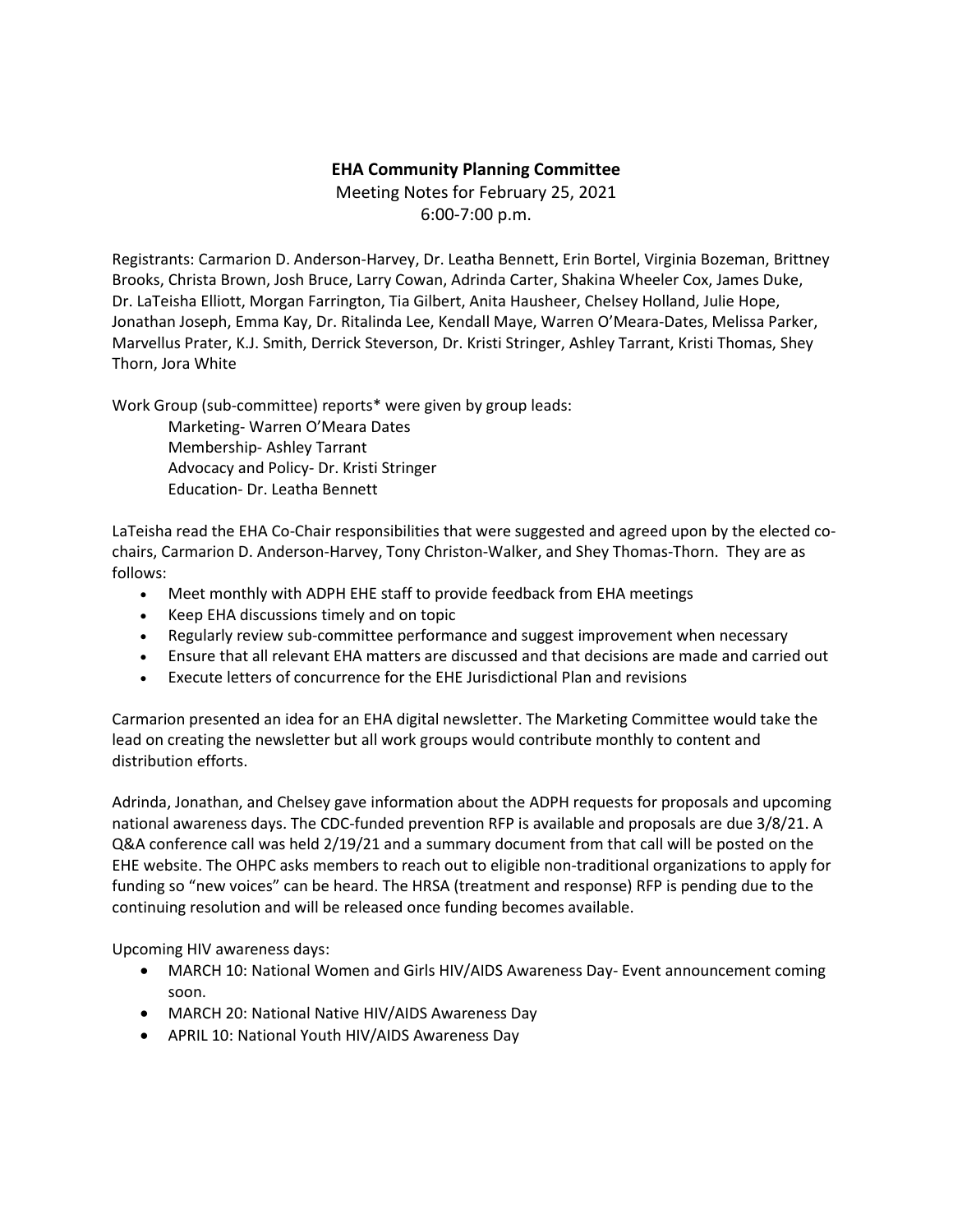**EHA Community Planning Committee**

Meeting Notes for February 25, 2021

6:00-7:00 p.m.

Registrants: Carmarion D. Anderson-Harvey, Dr. Leatha Bennett, Erin Bortel, Virginia Bozeman, Brittney Brooks, Christa Brown, Josh Bruce, Larry Cowan, Adrinda Carter, Shakina Wheeler Cox, James Duke, Dr. LaTeisha Elliott, Morgan Farrington, Tia Gilbert, Anita Hausheer, Chelsey Holland, Julie Hope, Jonathan Joseph, Emma Kay, Dr. Ritalinda Lee, Kendall Maye, Warren O'Meara-Dates, Melissa Parker, Marvellus Prater, K.J. Smith, Derrick Steverson, Dr. Kristi Stringer, Ashley Tarrant, Kristi Thomas, Shey Thorn, Jora White

Work Group (sub-committee) reports* were given by group leads:

Marketing- Warren O'Meara Dates
Membership- Ashley Tarrant
Advocacy and Policy- Dr. Kristi Stringer
Education- Dr. Leatha Bennett

LaTeisha read the EHA Co-Chair responsibilities that were suggested and agreed upon by the elected co-chairs, Carmarion D. Anderson-Harvey, Tony Christon-Walker, and Shey Thomas-Thorn. They are as follows:

- Meet monthly with ADPH EHE staff to provide feedback from EHA meetings
- Keep EHA discussions timely and on topic
- Regularly review sub-committee performance and suggest improvement when necessary
- Ensure that all relevant EHA matters are discussed and that decisions are made and carried out
- Execute letters of concurrence for the EHE Jurisdictional Plan and revisions

Carmarion presented an idea for an EHA digital newsletter. The Marketing Committee would take the lead on creating the newsletter but all work groups would contribute monthly to content and distribution efforts.

Adrinda, Jonathan, and Chelsey gave information about the ADPH requests for proposals and upcoming national awareness days. The CDC-funded prevention RFP is available and proposals are due 3/8/21. A Q&A conference call was held 2/19/21 and a summary document from that call will be posted on the EHE website. The OHPC asks members to reach out to eligible non-traditional organizations to apply for funding so "new voices" can be heard. The HRSA (treatment and response) RFP is pending due to the continuing resolution and will be released once funding becomes available.

Upcoming HIV awareness days:

- MARCH 10: National Women and Girls HIV/AIDS Awareness Day- Event announcement coming soon.
- MARCH 20: National Native HIV/AIDS Awareness Day
- APRIL 10: National Youth HIV/AIDS Awareness Day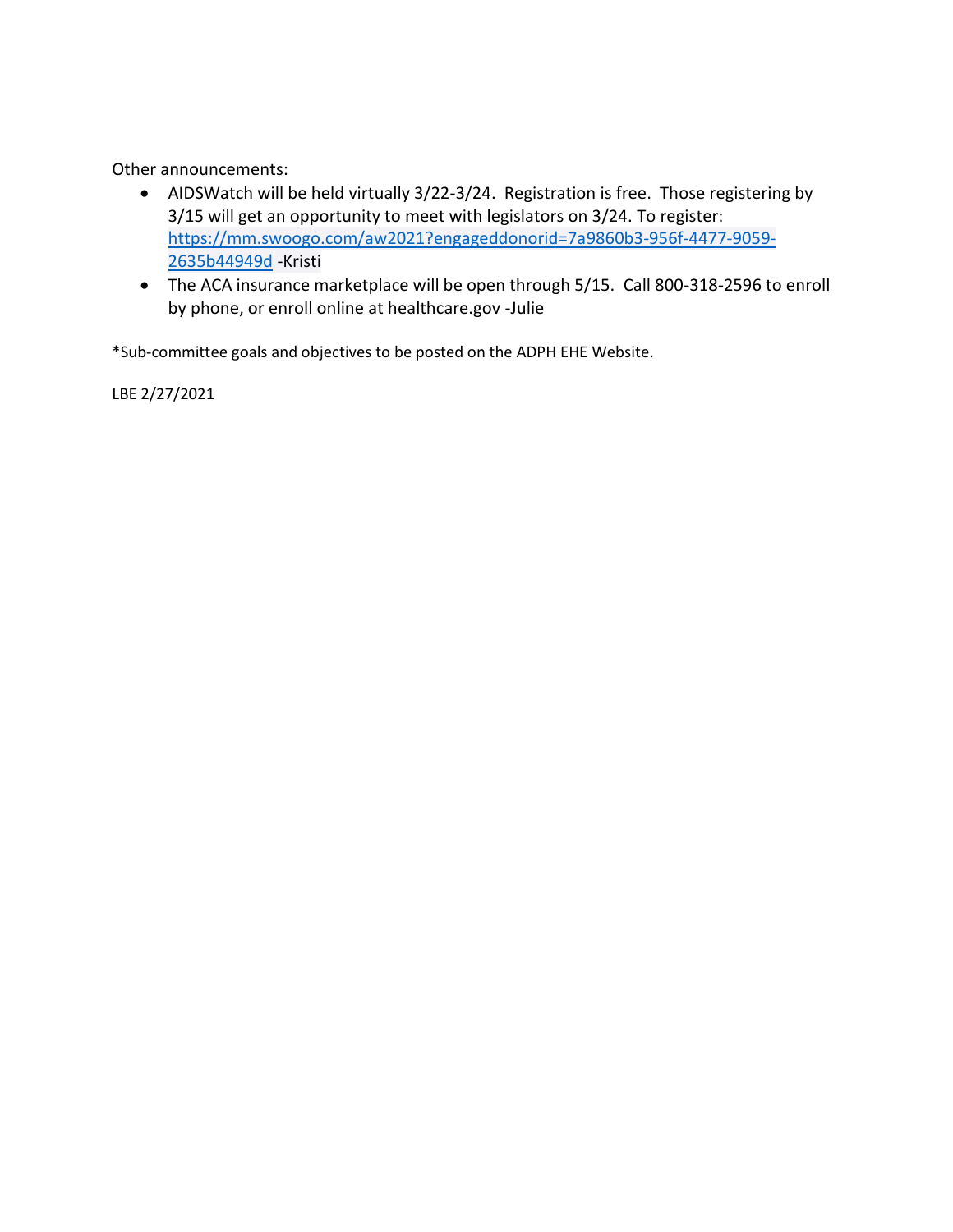Other announcements:

- AIDSWatch will be held virtually 3/22-3/24. Registration is free. Those registering by 3/15 will get an opportunity to meet with legislators on 3/24. To register: [https://mm.swoogo.com/aw2021?engageddonorid=7a9860b3-956f-4477-9059-2635b44949d](https://mm.swoogo.com/aw2021?engageddonorid=7a9860b3-956f-4477-9059-2635b44949d) -Kristi
- The ACA insurance marketplace will be open through 5/15. Call 800-318-2596 to enroll by phone, or enroll online at healthcare.gov -Julie

*Sub-committee goals and objectives to be posted on the ADPH EHE Website.

LBE 2/27/2021